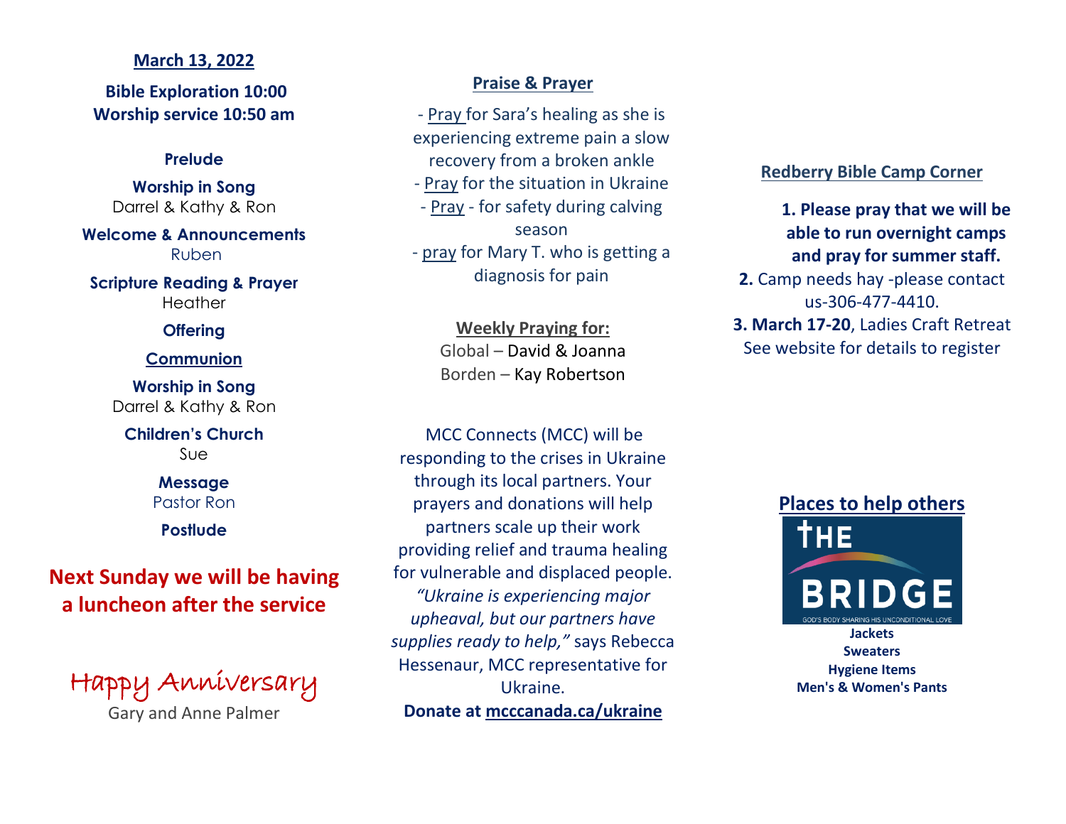**March 13, 2022**

**Bible Exploration 10:00**
**Worship service 10:50 am**

**Prelude**

**Worship in Song**
Darrel & Kathy & Ron

**Welcome & Announcements**
Ruben

**Scripture Reading & Prayer**
Heather

**Offering**

**Communion**

**Worship in Song**
Darrel & Kathy & Ron

**Children's Church**
Sue

**Message**
Pastor Ron

**Postlude**

**Next Sunday we will be having a luncheon after the service**

Happy Anniversary
Gary and Anne Palmer

## Praise & Prayer

- Pray for Sara's healing as she is experiencing extreme pain a slow recovery from a broken ankle
- Pray for the situation in Ukraine
- Pray - for safety during calving season
- pray for Mary T. who is getting a diagnosis for pain

**Weekly Praying for:**
Global – David & Joanna
Borden – Kay Robertson

MCC Connects (MCC) will be responding to the crises in Ukraine through its local partners. Your prayers and donations will help partners scale up their work providing relief and trauma healing for vulnerable and displaced people. *"Ukraine is experiencing major upheaval, but our partners have supplies ready to help,"* says Rebecca Hessenaur, MCC representative for Ukraine.

**Donate at mcccanada.ca/ukraine**

## Redberry Bible Camp Corner

**1. Please pray that we will be able to run overnight camps and pray for summer staff.**
**2.** Camp needs hay -please contact us-306-477-4410.
**3. March 17-20**, Ladies Craft Retreat See website for details to register

## Places to help others

THE BRIDGE
GOD'S BODY SHARING HIS UNCONDITIONAL LOVE

**Jackets**
**Sweaters**
**Hygiene Items**
**Men's & Women's Pants**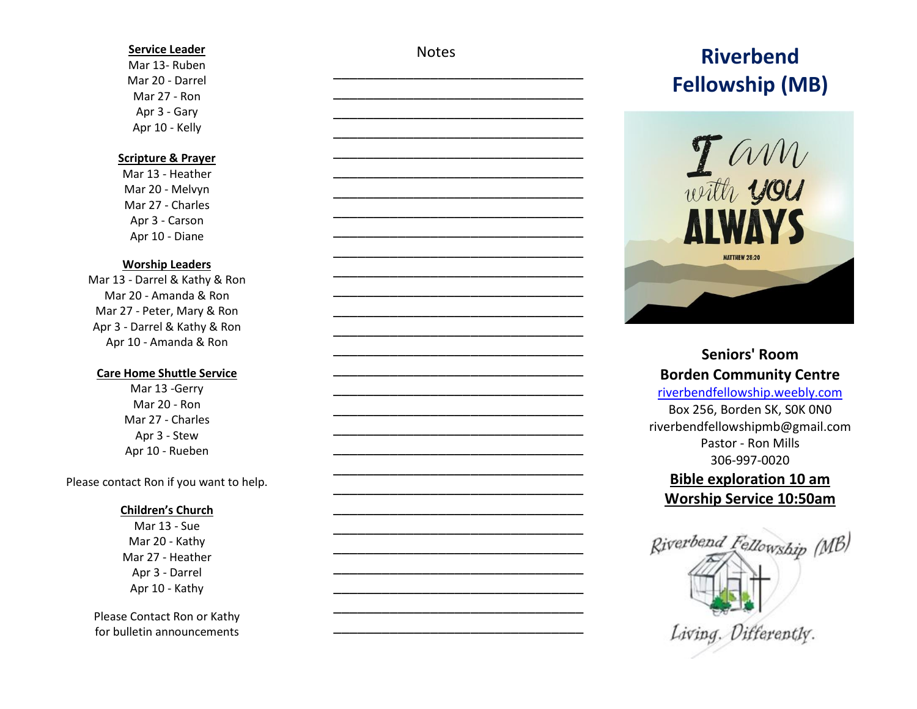**Service Leader**

Mar 13- Ruben
Mar 20 - Darrel
Mar 27 - Ron
Apr 3 - Gary
Apr 10 - Kelly

**Scripture & Prayer**

Mar 13 - Heather
Mar 20 - Melvyn
Mar 27 - Charles
Apr 3 - Carson
Apr 10 - Diane

**Worship Leaders**

Mar 13 - Darrel & Kathy & Ron
Mar 20 - Amanda & Ron
Mar 27 - Peter, Mary & Ron
Apr 3 - Darrel & Kathy & Ron
Apr 10 - Amanda & Ron

**Care Home Shuttle Service**

Mar 13 -Gerry
Mar 20 - Ron
Mar 27 - Charles
Apr 3 - Stew
Apr 10 - Rueben

Please contact Ron if you want to help.

**Children's Church**

Mar 13 - Sue
Mar 20 - Kathy
Mar 27 - Heather
Apr 3 - Darrel
Apr 10 - Kathy

Please Contact Ron or Kathy for bulletin announcements

Notes

_____________________________________
_____________________________________
_____________________________________
_____________________________________
_____________________________________
_____________________________________
_____________________________________
_____________________________________
_____________________________________
_____________________________________
_____________________________________
_____________________________________
_____________________________________
_____________________________________
_____________________________________
_____________________________________
_____________________________________
_____________________________________
_____________________________________
_____________________________________
_____________________________________
_____________________________________
_____________________________________
_____________________________________
_____________________________________
_____________________________________
_____________________________________
_____________________________________
_____________________________________
_____________________________________

# Riverbend Fellowship (MB)

I am with you ALWAYS
MATTHEW 28:20

**Seniors' Room**
**Borden Community Centre**

riverbendfellowship.weebly.com
Box 256, Borden SK, S0K 0N0
riverbendfellowshipmb@gmail.com
Pastor - Ron Mills
306-997-0020

**Bible exploration 10 am**
**Worship Service 10:50am**

Riverbend Fellowship (MB)
Living. Differently.